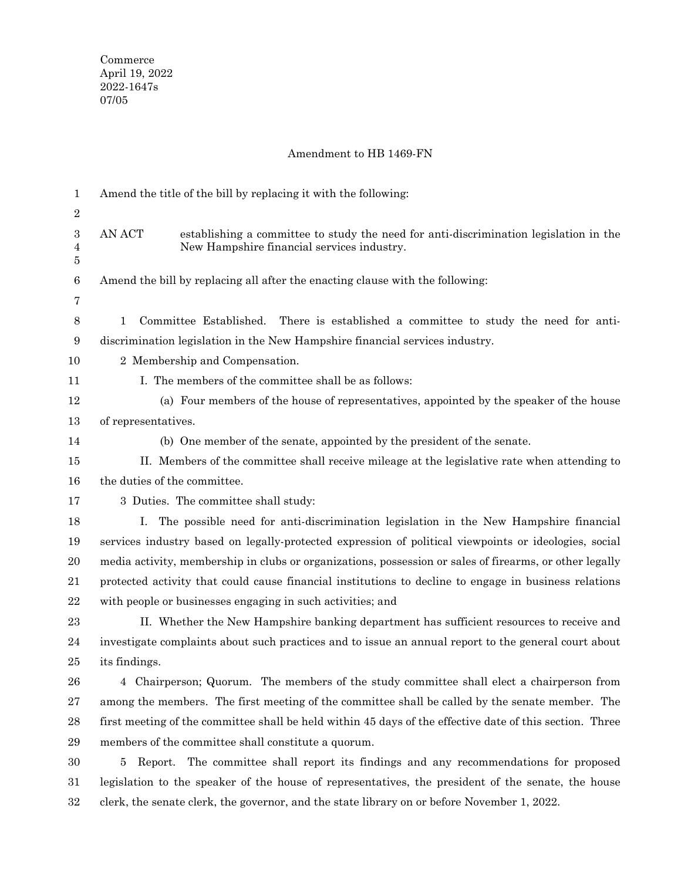Commerce
April 19, 2022
2022-1647s
07/05

Amendment to HB 1469-FN

Amend the title of the bill by replacing it with the following:

AN ACT establishing a committee to study the need for anti-discrimination legislation in the New Hampshire financial services industry.

Amend the bill by replacing all after the enacting clause with the following:

1 Committee Established. There is established a committee to study the need for anti-discrimination legislation in the New Hampshire financial services industry.

2 Membership and Compensation.

I. The members of the committee shall be as follows:

(a) Four members of the house of representatives, appointed by the speaker of the house of representatives.

(b) One member of the senate, appointed by the president of the senate.

II. Members of the committee shall receive mileage at the legislative rate when attending to the duties of the committee.

3 Duties. The committee shall study:

I. The possible need for anti-discrimination legislation in the New Hampshire financial services industry based on legally-protected expression of political viewpoints or ideologies, social media activity, membership in clubs or organizations, possession or sales of firearms, or other legally protected activity that could cause financial institutions to decline to engage in business relations with people or businesses engaging in such activities; and

II. Whether the New Hampshire banking department has sufficient resources to receive and investigate complaints about such practices and to issue an annual report to the general court about its findings.

4 Chairperson; Quorum. The members of the study committee shall elect a chairperson from among the members. The first meeting of the committee shall be called by the senate member. The first meeting of the committee shall be held within 45 days of the effective date of this section. Three members of the committee shall constitute a quorum.

5 Report. The committee shall report its findings and any recommendations for proposed legislation to the speaker of the house of representatives, the president of the senate, the house clerk, the senate clerk, the governor, and the state library on or before November 1, 2022.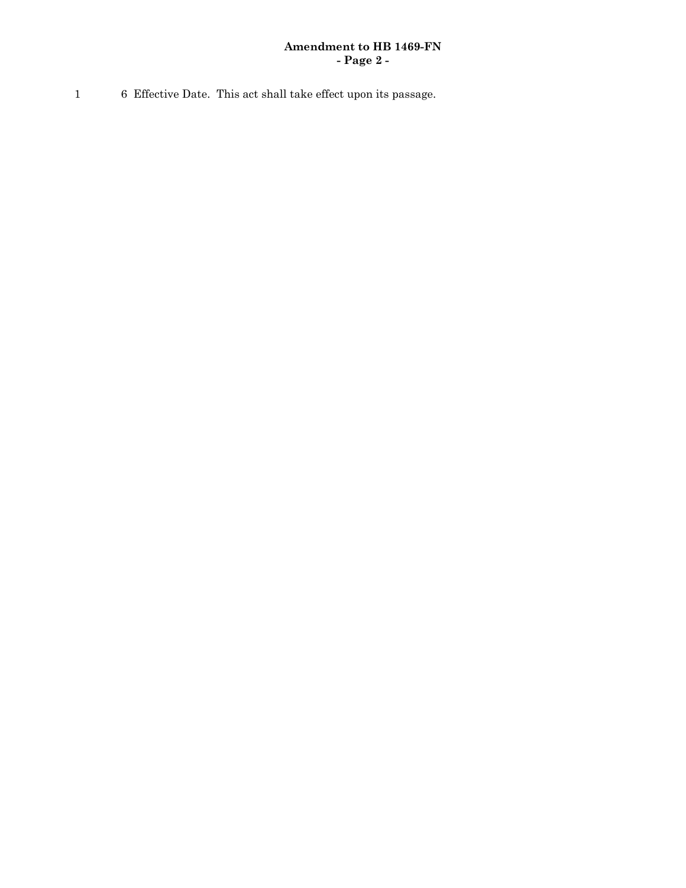6 Effective Date. This act shall take effect upon its passage.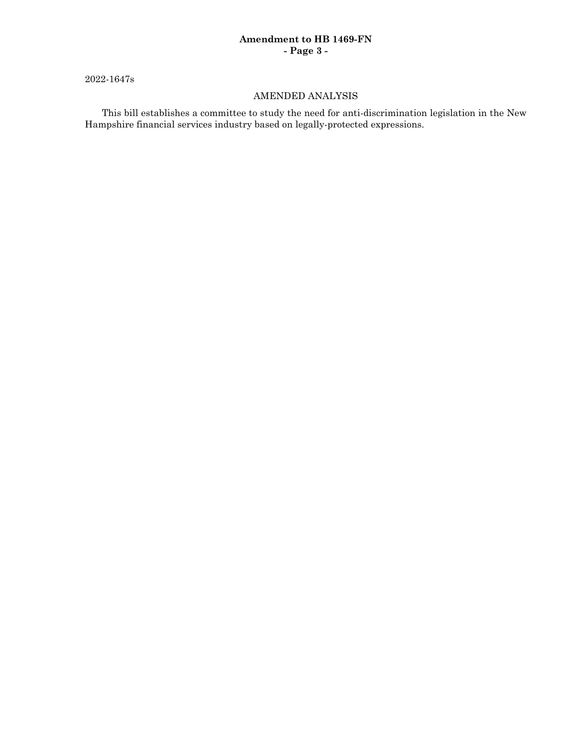2022-1647s

## AMENDED ANALYSIS

This bill establishes a committee to study the need for anti-discrimination legislation in the New Hampshire financial services industry based on legally-protected expressions.